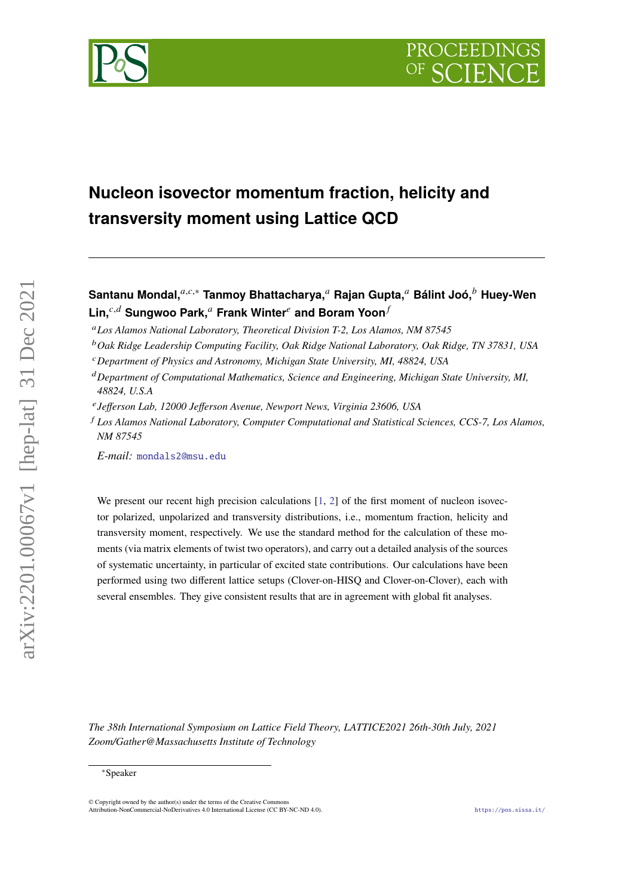# Nucleon isovector momentum fraction, helicity and transversity moment using Lattice QCD

**Santanu Mondal,**[a,c,*] **Tanmoy Bhattacharya,**[a] **Rajan Gupta,**[a] **Bálint Joó,**[b] **Huey-Wen Lin,**[c,d] **Sungwoo Park,**[a] **Frank Winter**[e] **and Boram Yoon**[f]

[a] *Los Alamos National Laboratory, Theoretical Division T-2, Los Alamos, NM 87545*

[b] *Oak Ridge Leadership Computing Facility, Oak Ridge National Laboratory, Oak Ridge, TN 37831, USA*

[c] *Department of Physics and Astronomy, Michigan State University, MI, 48824, USA*

[d] *Department of Computational Mathematics, Science and Engineering, Michigan State University, MI, 48824, U.S.A*

[e] *Jefferson Lab, 12000 Jefferson Avenue, Newport News, Virginia 23606, USA*

[f] *Los Alamos National Laboratory, Computer Computational and Statistical Sciences, CCS-7, Los Alamos, NM 87545*

*E-mail:* mondals2@msu.edu

We present our recent high precision calculations [1, 2] of the first moment of nucleon isovector polarized, unpolarized and transversity distributions, i.e., momentum fraction, helicity and transversity moment, respectively. We use the standard method for the calculation of these moments (via matrix elements of twist two operators), and carry out a detailed analysis of the sources of systematic uncertainty, in particular of excited state contributions. Our calculations have been performed using two different lattice setups (Clover-on-HISQ and Clover-on-Clover), each with several ensembles. They give consistent results that are in agreement with global fit analyses.

*The 38th International Symposium on Lattice Field Theory, LATTICE2021 26th-30th July, 2021 Zoom/Gather@Massachusetts Institute of Technology*

*Speaker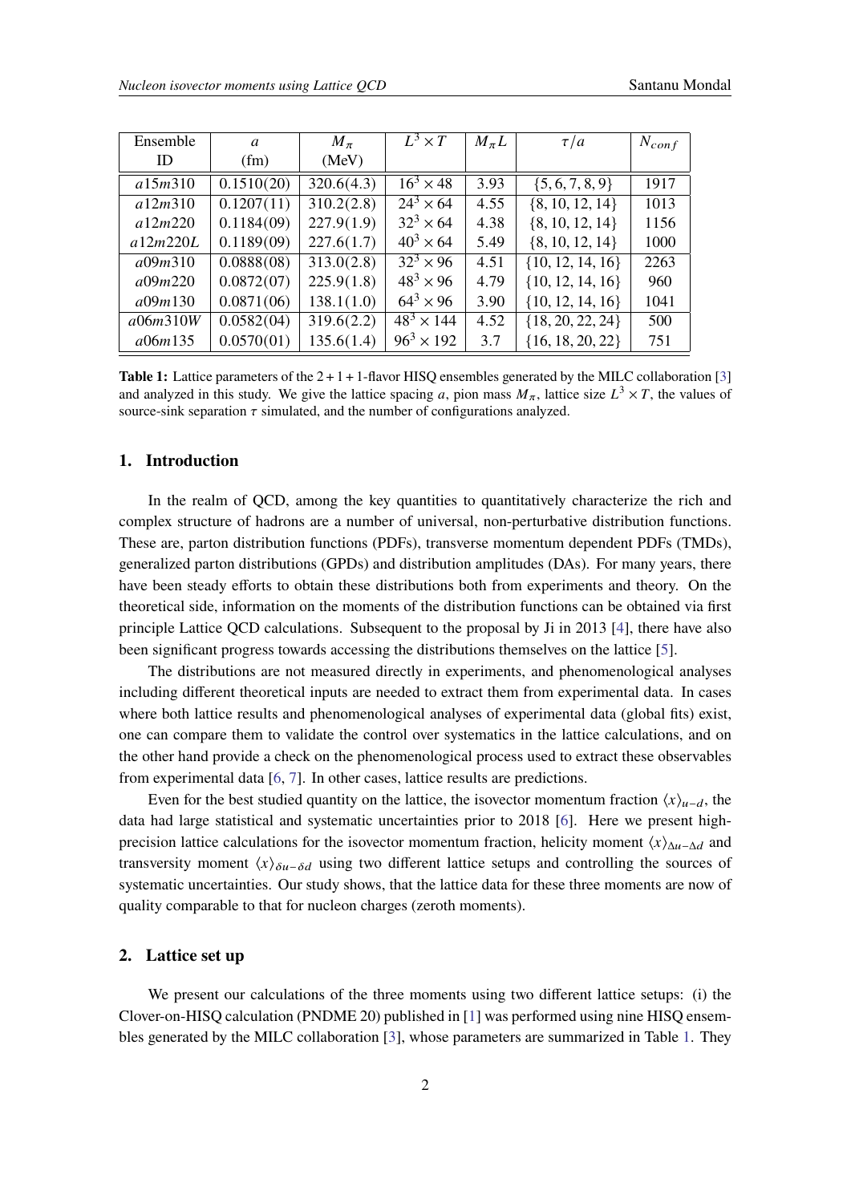| Ensemble ID | $a$ (fm) | $M_\pi$ (MeV) | $L^3 \times T$ | $M_\pi L$ | $\tau/a$ | $N_{conf}$ |
|---|---|---|---|---|---|---|
| $a15m310$ | 0.1510(20) | 320.6(4.3) | $16^3 \times 48$ | 3.93 | {5, 6, 7, 8, 9} | 1917 |
| $a12m310$ | 0.1207(11) | 310.2(2.8) | $24^3 \times 64$ | 4.55 | {8, 10, 12, 14} | 1013 |
| $a12m220$ | 0.1184(09) | 227.9(1.9) | $32^3 \times 64$ | 4.38 | {8, 10, 12, 14} | 1156 |
| $a12m220L$ | 0.1189(09) | 227.6(1.7) | $40^3 \times 64$ | 5.49 | {8, 10, 12, 14} | 1000 |
| $a09m310$ | 0.0888(08) | 313.0(2.8) | $32^3 \times 96$ | 4.51 | {10, 12, 14, 16} | 2263 |
| $a09m220$ | 0.0872(07) | 225.9(1.8) | $48^3 \times 96$ | 4.79 | {10, 12, 14, 16} | 960 |
| $a09m130$ | 0.0871(06) | 138.1(1.0) | $64^3 \times 96$ | 3.90 | {10, 12, 14, 16} | 1041 |
| $a06m310W$ | 0.0582(04) | 319.6(2.2) | $48^3 \times 144$ | 4.52 | {18, 20, 22, 24} | 500 |
| $a06m135$ | 0.0570(01) | 135.6(1.4) | $96^3 \times 192$ | 3.7 | {16, 18, 20, 22} | 751 |

**Table 1:** Lattice parameters of the $2+1+1$-flavor HISQ ensembles generated by the MILC collaboration [3] and analyzed in this study. We give the lattice spacing $a$, pion mass $M_\pi$, lattice size $L^3 \times T$, the values of source-sink separation $\tau$ simulated, and the number of configurations analyzed.

## 1. Introduction

In the realm of QCD, among the key quantities to quantitatively characterize the rich and complex structure of hadrons are a number of universal, non-perturbative distribution functions. These are, parton distribution functions (PDFs), transverse momentum dependent PDFs (TMDs), generalized parton distributions (GPDs) and distribution amplitudes (DAs). For many years, there have been steady efforts to obtain these distributions both from experiments and theory. On the theoretical side, information on the moments of the distribution functions can be obtained via first principle Lattice QCD calculations. Subsequent to the proposal by Ji in 2013 [4], there have also been significant progress towards accessing the distributions themselves on the lattice [5].

The distributions are not measured directly in experiments, and phenomenological analyses including different theoretical inputs are needed to extract them from experimental data. In cases where both lattice results and phenomenological analyses of experimental data (global fits) exist, one can compare them to validate the control over systematics in the lattice calculations, and on the other hand provide a check on the phenomenological process used to extract these observables from experimental data [6, 7]. In other cases, lattice results are predictions.

Even for the best studied quantity on the lattice, the isovector momentum fraction $\langle x \rangle_{u-d}$, the data had large statistical and systematic uncertainties prior to 2018 [6]. Here we present high-precision lattice calculations for the isovector momentum fraction, helicity moment $\langle x \rangle_{\Delta u - \Delta d}$ and transversity moment $\langle x \rangle_{\delta u - \delta d}$ using two different lattice setups and controlling the sources of systematic uncertainties. Our study shows, that the lattice data for these three moments are now of quality comparable to that for nucleon charges (zeroth moments).

## 2. Lattice set up

We present our calculations of the three moments using two different lattice setups: (i) the Clover-on-HISQ calculation (PNDME 20) published in [1] was performed using nine HISQ ensembles generated by the MILC collaboration [3], whose parameters are summarized in Table 1. They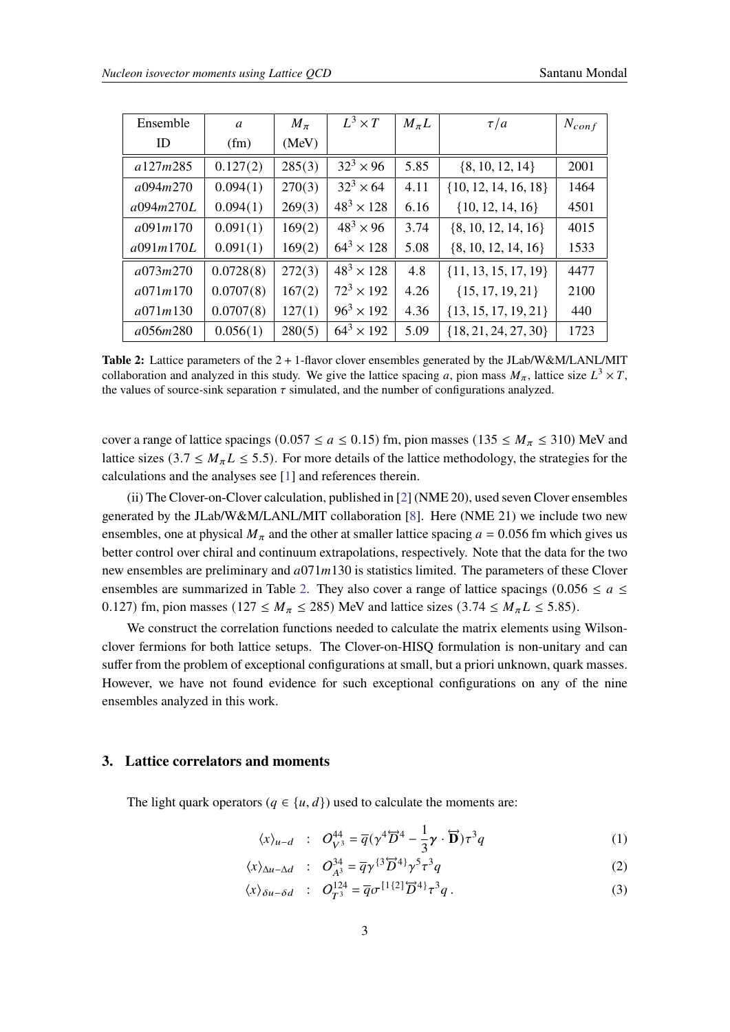| Ensemble ID | $a$ (fm) | $M_\pi$ (MeV) | $L^3 \times T$ | $M_\pi L$ | $\tau/a$ | $N_{conf}$ |
|---|---|---|---|---|---|---|
| $a127m285$ | 0.127(2) | 285(3) | $32^3 \times 96$ | 5.85 | {8, 10, 12, 14} | 2001 |
| $a094m270$ | 0.094(1) | 270(3) | $32^3 \times 64$ | 4.11 | {10, 12, 14, 16, 18} | 1464 |
| $a094m270L$ | 0.094(1) | 269(3) | $48^3 \times 128$ | 6.16 | {10, 12, 14, 16} | 4501 |
| $a091m170$ | 0.091(1) | 169(2) | $48^3 \times 96$ | 3.74 | {8, 10, 12, 14, 16} | 4015 |
| $a091m170L$ | 0.091(1) | 169(2) | $64^3 \times 128$ | 5.08 | {8, 10, 12, 14, 16} | 1533 |
| $a073m270$ | 0.0728(8) | 272(3) | $48^3 \times 128$ | 4.8 | {11, 13, 15, 17, 19} | 4477 |
| $a071m170$ | 0.0707(8) | 167(2) | $72^3 \times 192$ | 4.26 | {15, 17, 19, 21} | 2100 |
| $a071m130$ | 0.0707(8) | 127(1) | $96^3 \times 192$ | 4.36 | {13, 15, 17, 19, 21} | 440 |
| $a056m280$ | 0.056(1) | 280(5) | $64^3 \times 192$ | 5.09 | {18, 21, 24, 27, 30} | 1723 |

**Table 2:** Lattice parameters of the 2 + 1-flavor clover ensembles generated by the JLab/W&M/LANL/MIT collaboration and analyzed in this study. We give the lattice spacing $a$, pion mass $M_\pi$, lattice size $L^3 \times T$, the values of source-sink separation $\tau$ simulated, and the number of configurations analyzed.

cover a range of lattice spacings ($0.057 \leq a \leq 0.15$) fm, pion masses ($135 \leq M_\pi \leq 310$) MeV and lattice sizes ($3.7 \leq M_\pi L \leq 5.5$). For more details of the lattice methodology, the strategies for the calculations and the analyses see [1] and references therein.

(ii) The Clover-on-Clover calculation, published in [2] (NME 20), used seven Clover ensembles generated by the JLab/W&M/LANL/MIT collaboration [8]. Here (NME 21) we include two new ensembles, one at physical $M_\pi$ and the other at smaller lattice spacing $a = 0.056$ fm which gives us better control over chiral and continuum extrapolations, respectively. Note that the data for the two new ensembles are preliminary and $a071m130$ is statistics limited. The parameters of these Clover ensembles are summarized in Table 2. They also cover a range of lattice spacings ($0.056 \leq a \leq 0.127$) fm, pion masses ($127 \leq M_\pi \leq 285$) MeV and lattice sizes ($3.74 \leq M_\pi L \leq 5.85$).

We construct the correlation functions needed to calculate the matrix elements using Wilson-clover fermions for both lattice setups. The Clover-on-HISQ formulation is non-unitary and can suffer from the problem of exceptional configurations at small, but a priori unknown, quark masses. However, we have not found evidence for such exceptional configurations on any of the nine ensembles analyzed in this work.

## 3. Lattice correlators and moments

The light quark operators ($q \in \{u, d\}$) used to calculate the moments are:

$$\langle x \rangle_{u-d} \quad : \quad \mathcal{O}^{44}_{V^3} = \overline{q}(\gamma^4 \overleftrightarrow{D}^4 - \frac{1}{3}\boldsymbol{\gamma} \cdot \overleftrightarrow{\mathbf{D}})\tau^3 q \tag{1}$$

$$\langle x \rangle_{\Delta u - \Delta d} \quad : \quad \mathcal{O}^{34}_{A^3} = \overline{q}\gamma^{\{3}\overleftrightarrow{D}^{4\}}\gamma^5 \tau^3 q \tag{2}$$

$$\langle x \rangle_{\delta u - \delta d} \quad : \quad \mathcal{O}^{124}_{T^3} = \overline{q}\sigma^{[1\{2]}\overleftrightarrow{D}^{4\}}\tau^3 q\,. \tag{3}$$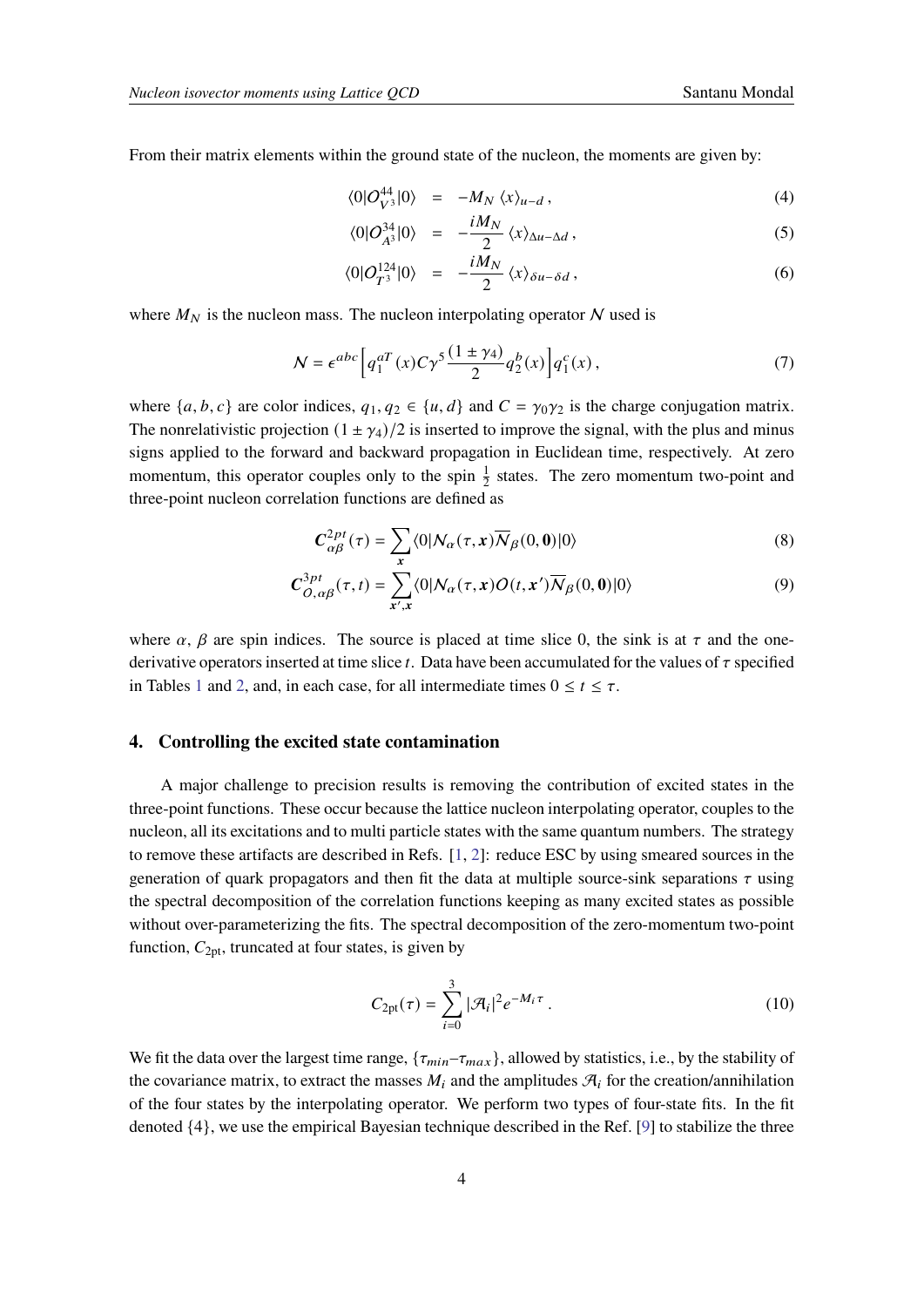From their matrix elements within the ground state of the nucleon, the moments are given by:

$$\langle 0|\mathcal{O}^{44}_{V^3}|0\rangle = -M_N \langle x\rangle_{u-d}\,, \tag{4}$$

$$\langle 0|\mathcal{O}^{34}_{A^3}|0\rangle = -\frac{iM_N}{2} \langle x\rangle_{\Delta u-\Delta d}\,, \tag{5}$$

$$\langle 0|\mathcal{O}^{124}_{T^3}|0\rangle = -\frac{iM_N}{2} \langle x\rangle_{\delta u-\delta d}\,, \tag{6}$$

where $M_N$ is the nucleon mass. The nucleon interpolating operator $\mathcal{N}$ used is

$$\mathcal{N} = \epsilon^{abc}\Big[q_1^{aT}(x) C\gamma^5 \frac{(1\pm\gamma_4)}{2} q_2^b(x)\Big] q_1^c(x)\,, \tag{7}$$

where $\{a,b,c\}$ are color indices, $q_1, q_2 \in \{u,d\}$ and $C=\gamma_0\gamma_2$ is the charge conjugation matrix. The nonrelativistic projection $(1\pm\gamma_4)/2$ is inserted to improve the signal, with the plus and minus signs applied to the forward and backward propagation in Euclidean time, respectively. At zero momentum, this operator couples only to the spin $\frac{1}{2}$ states. The zero momentum two-point and three-point nucleon correlation functions are defined as

$$\boldsymbol{C}^{2pt}_{\alpha\beta}(\tau) = \sum_{\boldsymbol{x}} \langle 0|\mathcal{N}_\alpha(\tau,\boldsymbol{x})\overline{\mathcal{N}}_\beta(0,\boldsymbol{0})|0\rangle \tag{8}$$

$$\boldsymbol{C}^{3pt}_{\mathcal{O},\alpha\beta}(\tau,t) = \sum_{\boldsymbol{x}',\boldsymbol{x}} \langle 0|\mathcal{N}_\alpha(\tau,\boldsymbol{x})\mathcal{O}(t,\boldsymbol{x}')\overline{\mathcal{N}}_\beta(0,\boldsymbol{0})|0\rangle \tag{9}$$

where $\alpha$, $\beta$ are spin indices. The source is placed at time slice 0, the sink is at $\tau$ and the one-derivative operators inserted at time slice $t$. Data have been accumulated for the values of $\tau$ specified in Tables 1 and 2, and, in each case, for all intermediate times $0 \le t \le \tau$.

## 4. Controlling the excited state contamination

A major challenge to precision results is removing the contribution of excited states in the three-point functions. These occur because the lattice nucleon interpolating operator, couples to the nucleon, all its excitations and to multi particle states with the same quantum numbers. The strategy to remove these artifacts are described in Refs. [1, 2]: reduce ESC by using smeared sources in the generation of quark propagators and then fit the data at multiple source-sink separations $\tau$ using the spectral decomposition of the correlation functions keeping as many excited states as possible without over-parameterizing the fits. The spectral decomposition of the zero-momentum two-point function, $C_{\rm 2pt}$, truncated at four states, is given by

$$C_{\rm 2pt}(\tau) = \sum_{i=0}^{3} |\mathcal{A}_i|^2 e^{-M_i\tau}\,. \tag{10}$$

We fit the data over the largest time range, $\{\tau_{min}\text{–}\tau_{max}\}$, allowed by statistics, i.e., by the stability of the covariance matrix, to extract the masses $M_i$ and the amplitudes $\mathcal{A}_i$ for the creation/annihilation of the four states by the interpolating operator. We perform two types of four-state fits. In the fit denoted $\{4\}$, we use the empirical Bayesian technique described in the Ref. [9] to stabilize the three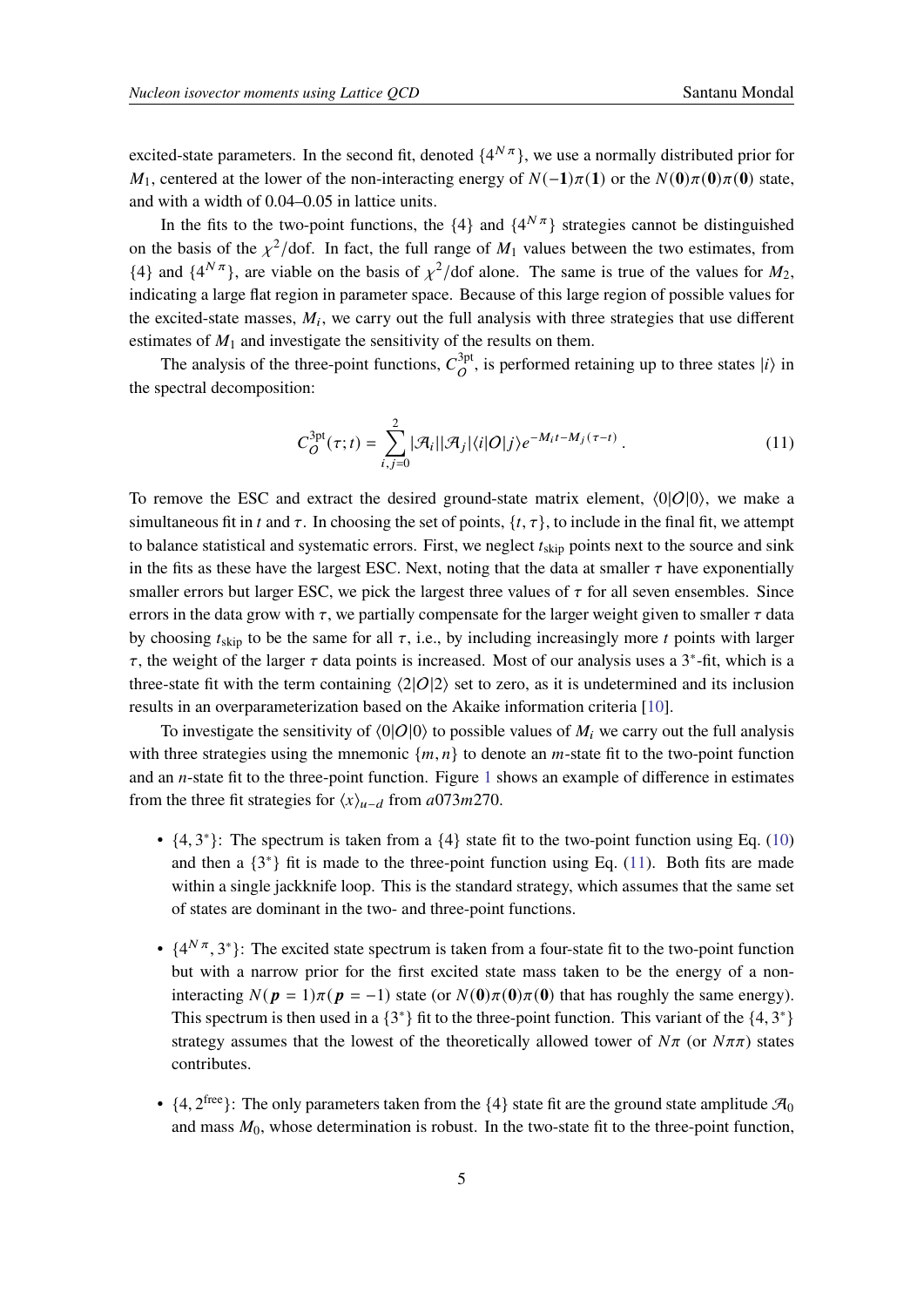excited-state parameters. In the second fit, denoted $\{4^{N\pi}\}$, we use a normally distributed prior for $M_1$, centered at the lower of the non-interacting energy of $N(-\mathbf{1})\pi(\mathbf{1})$ or the $N(\mathbf{0})\pi(\mathbf{0})\pi(\mathbf{0})$ state, and with a width of 0.04–0.05 in lattice units.

In the fits to the two-point functions, the $\{4\}$ and $\{4^{N\pi}\}$ strategies cannot be distinguished on the basis of the $\chi^2$/dof. In fact, the full range of $M_1$ values between the two estimates, from $\{4\}$ and $\{4^{N\pi}\}$, are viable on the basis of $\chi^2$/dof alone. The same is true of the values for $M_2$, indicating a large flat region in parameter space. Because of this large region of possible values for the excited-state masses, $M_i$, we carry out the full analysis with three strategies that use different estimates of $M_1$ and investigate the sensitivity of the results on them.

The analysis of the three-point functions, $C_O^{\rm 3pt}$, is performed retaining up to three states $|i\rangle$ in the spectral decomposition:

$$C_O^{\rm 3pt}(\tau;t) = \sum_{i,j=0}^{2} |\mathcal{A}_i||\mathcal{A}_j|\langle i|O|j\rangle e^{-M_i t - M_j(\tau - t)}\,. \tag{11}$$

To remove the ESC and extract the desired ground-state matrix element, $\langle 0|O|0\rangle$, we make a simultaneous fit in $t$ and $\tau$. In choosing the set of points, $\{t,\tau\}$, to include in the final fit, we attempt to balance statistical and systematic errors. First, we neglect $t_{\rm skip}$ points next to the source and sink in the fits as these have the largest ESC. Next, noting that the data at smaller $\tau$ have exponentially smaller errors but larger ESC, we pick the largest three values of $\tau$ for all seven ensembles. Since errors in the data grow with $\tau$, we partially compensate for the larger weight given to smaller $\tau$ data by choosing $t_{\rm skip}$ to be the same for all $\tau$, i.e., by including increasingly more $t$ points with larger $\tau$, the weight of the larger $\tau$ data points is increased. Most of our analysis uses a $3^*$-fit, which is a three-state fit with the term containing $\langle 2|O|2\rangle$ set to zero, as it is undetermined and its inclusion results in an overparameterization based on the Akaike information criteria [10].

To investigate the sensitivity of $\langle 0|O|0\rangle$ to possible values of $M_i$ we carry out the full analysis with three strategies using the mnemonic $\{m,n\}$ to denote an $m$-state fit to the two-point function and an $n$-state fit to the three-point function. Figure 1 shows an example of difference in estimates from the three fit strategies for $\langle x\rangle_{u-d}$ from $a073m270$.

- $\{4,3^*\}$: The spectrum is taken from a $\{4\}$ state fit to the two-point function using Eq. (10) and then a $\{3^*\}$ fit is made to the three-point function using Eq. (11). Both fits are made within a single jackknife loop. This is the standard strategy, which assumes that the same set of states are dominant in the two- and three-point functions.

- $\{4^{N\pi},3^*\}$: The excited state spectrum is taken from a four-state fit to the two-point function but with a narrow prior for the first excited state mass taken to be the energy of a non-interacting $N(\boldsymbol{p}=1)\pi(\boldsymbol{p}=-1)$ state (or $N(\mathbf{0})\pi(\mathbf{0})\pi(\mathbf{0})$ that has roughly the same energy). This spectrum is then used in a $\{3^*\}$ fit to the three-point function. This variant of the $\{4,3^*\}$ strategy assumes that the lowest of the theoretically allowed tower of $N\pi$ (or $N\pi\pi$) states contributes.

- $\{4,2^{\rm free}\}$: The only parameters taken from the $\{4\}$ state fit are the ground state amplitude $\mathcal{A}_0$ and mass $M_0$, whose determination is robust. In the two-state fit to the three-point function,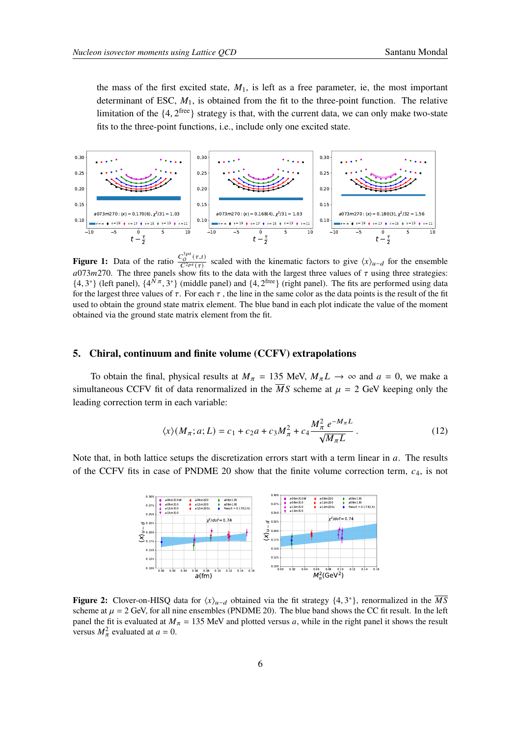the mass of the first excited state, $M_1$, is left as a free parameter, ie, the most important determinant of ESC, $M_1$, is obtained from the fit to the three-point function. The relative limitation of the $\{4, 2^{\rm free}\}$ strategy is that, with the current data, we can only make two-state fits to the three-point functions, i.e., include only one excited state.

**Figure 1:** Data of the ratio $\frac{C_O^{3pt}(\tau,t)}{C^{2pt}(\tau)}$ scaled with the kinematic factors to give $\langle x\rangle_{u-d}$ for the ensemble $a073m270$. The three panels show fits to the data with the largest three values of $\tau$ using three strategies: $\{4, 3^*\}$ (left panel), $\{4^{N\pi}, 3^*\}$ (middle panel) and $\{4, 2^{\rm free}\}$ (right panel). The fits are performed using data for the largest three values of $\tau$. For each $\tau$ , the line in the same color as the data points is the result of the fit used to obtain the ground state matrix element. The blue band in each plot indicate the value of the moment obtained via the ground state matrix element from the fit.

## 5. Chiral, continuum and finite volume (CCFV) extrapolations

To obtain the final, physical results at $M_\pi = 135$ MeV, $M_\pi L \to \infty$ and $a = 0$, we make a simultaneous CCFV fit of data renormalized in the $\overline{MS}$ scheme at $\mu = 2$ GeV keeping only the leading correction term in each variable:

$$\langle x\rangle(M_\pi; a; L) = c_1 + c_2 a + c_3 M_\pi^2 + c_4 \frac{M_\pi^2\, e^{-M_\pi L}}{\sqrt{M_\pi L}}\,. \tag{12}$$

Note that, in both lattice setups the discretization errors start with a term linear in $a$. The results of the CCFV fits in case of PNDME 20 show that the finite volume correction term, $c_4$, is not

**Figure 2:** Clover-on-HISQ data for $\langle x\rangle_{u-d}$ obtained via the fit strategy $\{4, 3^*\}$, renormalized in the $\overline{MS}$ scheme at $\mu = 2$ GeV, for all nine ensembles (PNDME 20). The blue band shows the CC fit result. In the left panel the fit is evaluated at $M_\pi = 135$ MeV and plotted versus $a$, while in the right panel it shows the result versus $M_\pi^2$ evaluated at $a = 0$.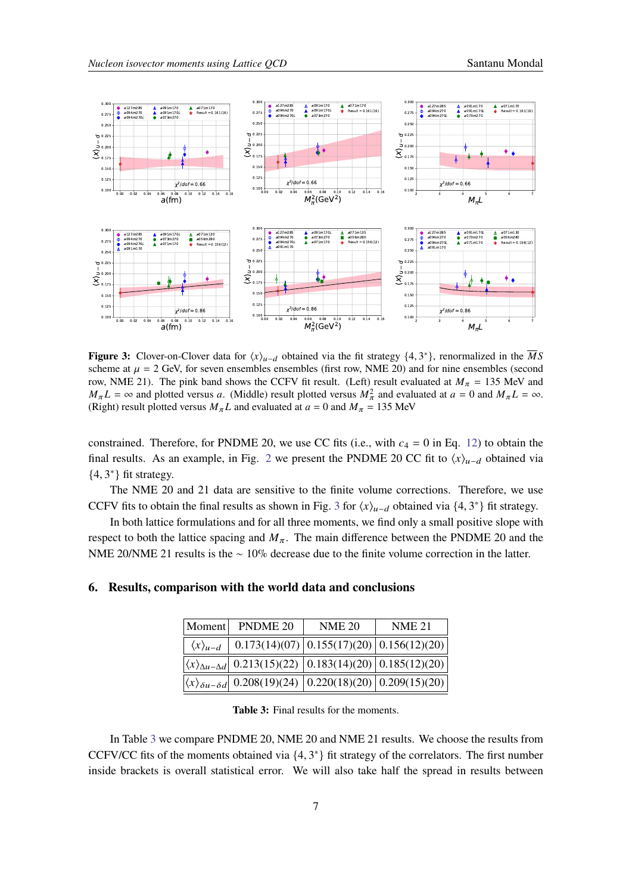**Figure 3:** Clover-on-Clover data for $\langle x \rangle_{u-d}$ obtained via the fit strategy $\{4, 3^*\}$, renormalized in the $\overline{MS}$ scheme at $\mu = 2$ GeV, for seven ensembles ensembles (first row, NME 20) and for nine ensembles (second row, NME 21). The pink band shows the CCFV fit result. (Left) result evaluated at $M_\pi = 135$ MeV and $M_\pi L = \infty$ and plotted versus $a$. (Middle) result plotted versus $M_\pi^2$ and evaluated at $a = 0$ and $M_\pi L = \infty$. (Right) result plotted versus $M_\pi L$ and evaluated at $a = 0$ and $M_\pi = 135$ MeV

constrained. Therefore, for PNDME 20, we use CC fits (i.e., with $c_4 = 0$ in Eq. 12) to obtain the final results. As an example, in Fig. 2 we present the PNDME 20 CC fit to $\langle x \rangle_{u-d}$ obtained via $\{4, 3^*\}$ fit strategy.

The NME 20 and 21 data are sensitive to the finite volume corrections. Therefore, we use CCFV fits to obtain the final results as shown in Fig. 3 for $\langle x \rangle_{u-d}$ obtained via $\{4, 3^*\}$ fit strategy.

In both lattice formulations and for all three moments, we find only a small positive slope with respect to both the lattice spacing and $M_\pi$. The main difference between the PNDME 20 and the NME 20/NME 21 results is the $\sim 10\%$ decrease due to the finite volume correction in the latter.

## 6. Results, comparison with the world data and conclusions

| Moment | PNDME 20 | NME 20 | NME 21 |
|---|---|---|---|
| $\langle x \rangle_{u-d}$ | 0.173(14)(07) | 0.155(17)(20) | 0.156(12)(20) |
| $\langle x \rangle_{\Delta u - \Delta d}$ | 0.213(15)(22) | 0.183(14)(20) | 0.185(12)(20) |
| $\langle x \rangle_{\delta u - \delta d}$ | 0.208(19)(24) | 0.220(18)(20) | 0.209(15)(20) |

**Table 3:** Final results for the moments.

In Table 3 we compare PNDME 20, NME 20 and NME 21 results. We choose the results from CCFV/CC fits of the moments obtained via $\{4, 3^*\}$ fit strategy of the correlators. The first number inside brackets is overall statistical error. We will also take half the spread in results between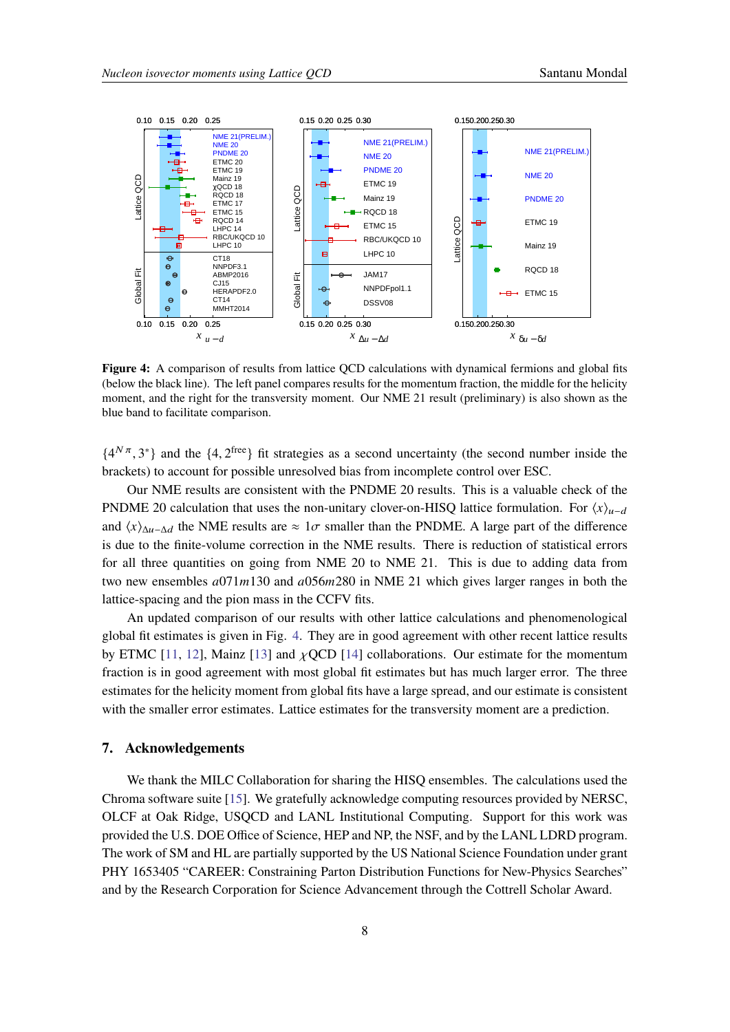**Figure 4:** A comparison of results from lattice QCD calculations with dynamical fermions and global fits (below the black line). The left panel compares results for the momentum fraction, the middle for the helicity moment, and the right for the transversity moment. Our NME 21 result (preliminary) is also shown as the blue band to facilitate comparison.

$\{4^{N\pi}, 3^*\}$ and the $\{4, 2^{\rm free}\}$ fit strategies as a second uncertainty (the second number inside the brackets) to account for possible unresolved bias from incomplete control over ESC.

Our NME results are consistent with the PNDME 20 results. This is a valuable check of the PNDME 20 calculation that uses the non-unitary clover-on-HISQ lattice formulation. For $\langle x\rangle_{u-d}$ and $\langle x\rangle_{\Delta u-\Delta d}$ the NME results are $\approx 1\sigma$ smaller than the PNDME. A large part of the difference is due to the finite-volume correction in the NME results. There is reduction of statistical errors for all three quantities on going from NME 20 to NME 21. This is due to adding data from two new ensembles $a071m130$ and $a056m280$ in NME 21 which gives larger ranges in both the lattice-spacing and the pion mass in the CCFV fits.

An updated comparison of our results with other lattice calculations and phenomenological global fit estimates is given in Fig. 4. They are in good agreement with other recent lattice results by ETMC [11, 12], Mainz [13] and $\chi$QCD [14] collaborations. Our estimate for the momentum fraction is in good agreement with most global fit estimates but has much larger error. The three estimates for the helicity moment from global fits have a large spread, and our estimate is consistent with the smaller error estimates. Lattice estimates for the transversity moment are a prediction.

## 7. Acknowledgements

We thank the MILC Collaboration for sharing the HISQ ensembles. The calculations used the Chroma software suite [15]. We gratefully acknowledge computing resources provided by NERSC, OLCF at Oak Ridge, USQCD and LANL Institutional Computing. Support for this work was provided the U.S. DOE Office of Science, HEP and NP, the NSF, and by the LANL LDRD program. The work of SM and HL are partially supported by the US National Science Foundation under grant PHY 1653405 "CAREER: Constraining Parton Distribution Functions for New-Physics Searches" and by the Research Corporation for Science Advancement through the Cottrell Scholar Award.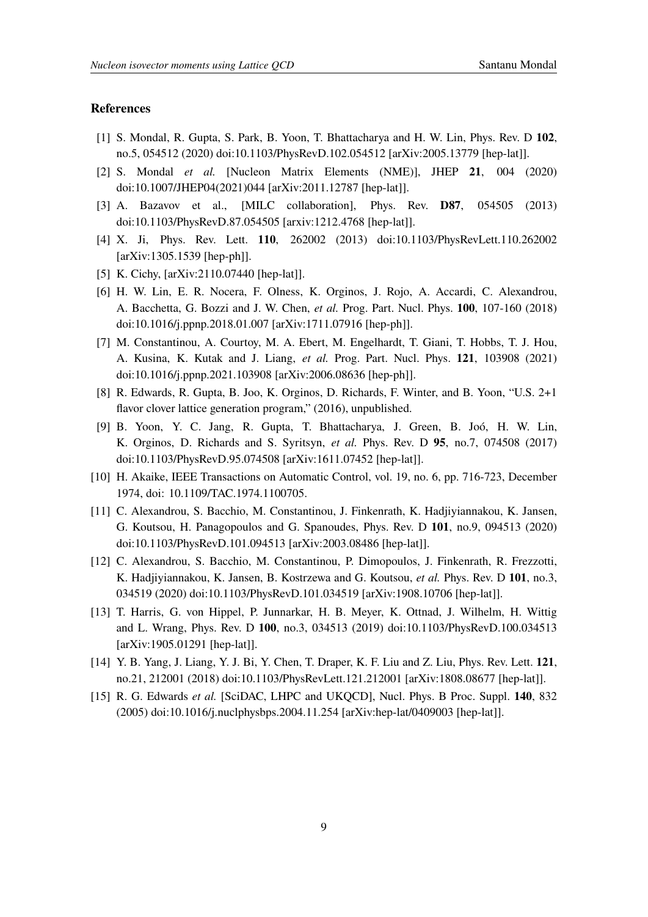## References

[1] S. Mondal, R. Gupta, S. Park, B. Yoon, T. Bhattacharya and H. W. Lin, Phys. Rev. D **102**, no.5, 054512 (2020) doi:10.1103/PhysRevD.102.054512 [arXiv:2005.13779 [hep-lat]].

[2] S. Mondal *et al.* [Nucleon Matrix Elements (NME)], JHEP **21**, 004 (2020) doi:10.1007/JHEP04(2021)044 [arXiv:2011.12787 [hep-lat]].

[3] A. Bazavov et al., [MILC collaboration], Phys. Rev. **D87**, 054505 (2013) doi:10.1103/PhysRevD.87.054505 [arxiv:1212.4768 [hep-lat]].

[4] X. Ji, Phys. Rev. Lett. **110**, 262002 (2013) doi:10.1103/PhysRevLett.110.262002 [arXiv:1305.1539 [hep-ph]].

[5] K. Cichy, [arXiv:2110.07440 [hep-lat]].

[6] H. W. Lin, E. R. Nocera, F. Olness, K. Orginos, J. Rojo, A. Accardi, C. Alexandrou, A. Bacchetta, G. Bozzi and J. W. Chen, *et al.* Prog. Part. Nucl. Phys. **100**, 107-160 (2018) doi:10.1016/j.ppnp.2018.01.007 [arXiv:1711.07916 [hep-ph]].

[7] M. Constantinou, A. Courtoy, M. A. Ebert, M. Engelhardt, T. Giani, T. Hobbs, T. J. Hou, A. Kusina, K. Kutak and J. Liang, *et al.* Prog. Part. Nucl. Phys. **121**, 103908 (2021) doi:10.1016/j.ppnp.2021.103908 [arXiv:2006.08636 [hep-ph]].

[8] R. Edwards, R. Gupta, B. Joo, K. Orginos, D. Richards, F. Winter, and B. Yoon, "U.S. 2+1 flavor clover lattice generation program," (2016), unpublished.

[9] B. Yoon, Y. C. Jang, R. Gupta, T. Bhattacharya, J. Green, B. Joó, H. W. Lin, K. Orginos, D. Richards and S. Syritsyn, *et al.* Phys. Rev. D **95**, no.7, 074508 (2017) doi:10.1103/PhysRevD.95.074508 [arXiv:1611.07452 [hep-lat]].

[10] H. Akaike, IEEE Transactions on Automatic Control, vol. 19, no. 6, pp. 716-723, December 1974, doi: 10.1109/TAC.1974.1100705.

[11] C. Alexandrou, S. Bacchio, M. Constantinou, J. Finkenrath, K. Hadjiyiannakou, K. Jansen, G. Koutsou, H. Panagopoulos and G. Spanoudes, Phys. Rev. D **101**, no.9, 094513 (2020) doi:10.1103/PhysRevD.101.094513 [arXiv:2003.08486 [hep-lat]].

[12] C. Alexandrou, S. Bacchio, M. Constantinou, P. Dimopoulos, J. Finkenrath, R. Frezzotti, K. Hadjiyiannakou, K. Jansen, B. Kostrzewa and G. Koutsou, *et al.* Phys. Rev. D **101**, no.3, 034519 (2020) doi:10.1103/PhysRevD.101.034519 [arXiv:1908.10706 [hep-lat]].

[13] T. Harris, G. von Hippel, P. Junnarkar, H. B. Meyer, K. Ottnad, J. Wilhelm, H. Wittig and L. Wrang, Phys. Rev. D **100**, no.3, 034513 (2019) doi:10.1103/PhysRevD.100.034513 [arXiv:1905.01291 [hep-lat]].

[14] Y. B. Yang, J. Liang, Y. J. Bi, Y. Chen, T. Draper, K. F. Liu and Z. Liu, Phys. Rev. Lett. **121**, no.21, 212001 (2018) doi:10.1103/PhysRevLett.121.212001 [arXiv:1808.08677 [hep-lat]].

[15] R. G. Edwards *et al.* [SciDAC, LHPC and UKQCD], Nucl. Phys. B Proc. Suppl. **140**, 832 (2005) doi:10.1016/j.nuclphysbps.2004.11.254 [arXiv:hep-lat/0409003 [hep-lat]].